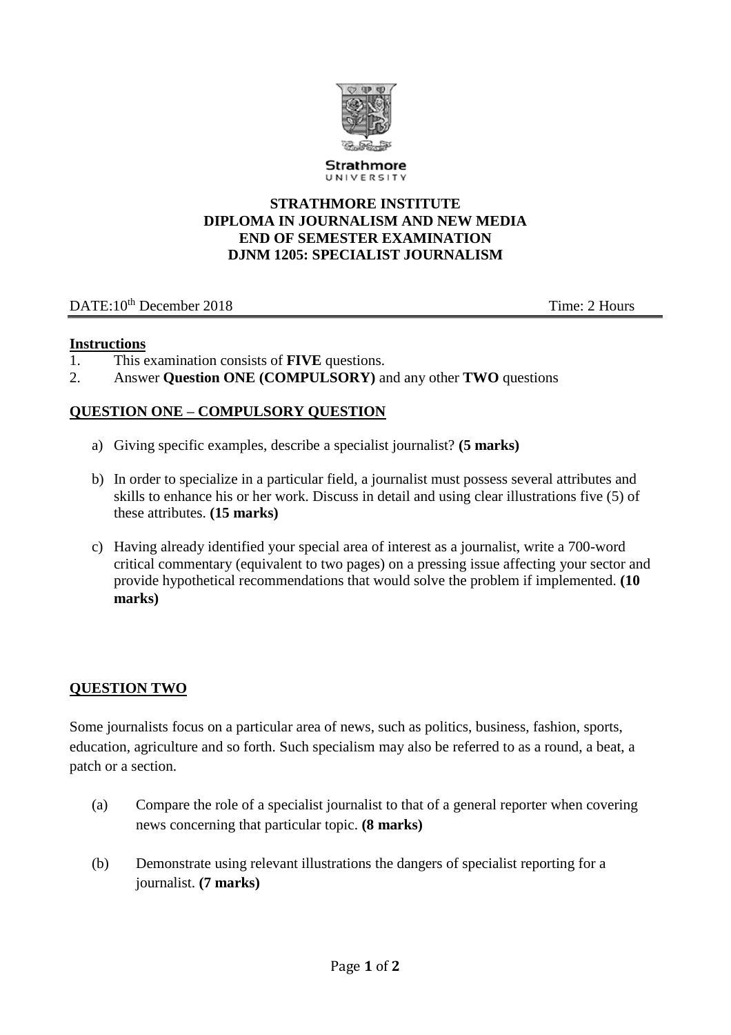Strathmore
UNIVERSITY

**STRATHMORE INSTITUTE**
**DIPLOMA IN JOURNALISM AND NEW MEDIA**
**END OF SEMESTER EXAMINATION**
**DJNM 1205: SPECIALIST JOURNALISM**

DATE:10th December 2018 Time: 2 Hours

**Instructions**

1. This examination consists of **FIVE** questions.
2. Answer **Question ONE (COMPULSORY)** and any other **TWO** questions

## QUESTION ONE – COMPULSORY QUESTION

a) Giving specific examples, describe a specialist journalist? **(5 marks)**

b) In order to specialize in a particular field, a journalist must possess several attributes and skills to enhance his or her work. Discuss in detail and using clear illustrations five (5) of these attributes. **(15 marks)**

c) Having already identified your special area of interest as a journalist, write a 700-word critical commentary (equivalent to two pages) on a pressing issue affecting your sector and provide hypothetical recommendations that would solve the problem if implemented. **(10 marks)**

## QUESTION TWO

Some journalists focus on a particular area of news, such as politics, business, fashion, sports, education, agriculture and so forth. Such specialism may also be referred to as a round, a beat, a patch or a section.

(a) Compare the role of a specialist journalist to that of a general reporter when covering news concerning that particular topic. **(8 marks)**

(b) Demonstrate using relevant illustrations the dangers of specialist reporting for a journalist. **(7 marks)**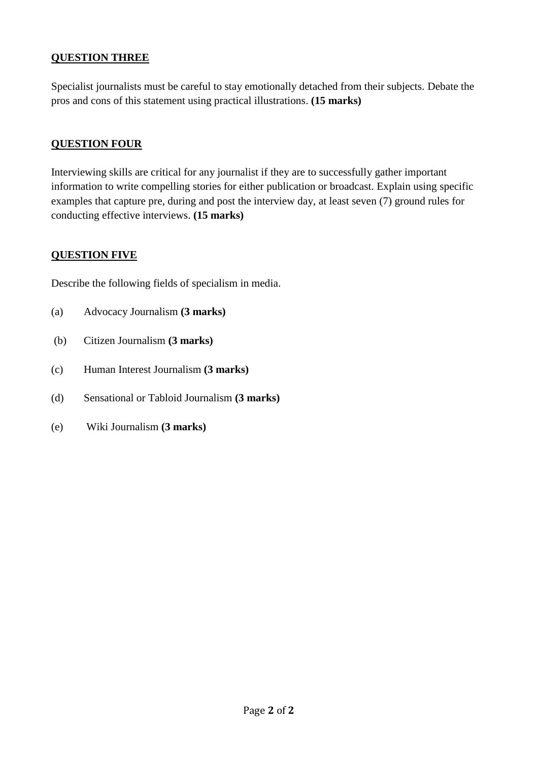**QUESTION THREE**

Specialist journalists must be careful to stay emotionally detached from their subjects. Debate the pros and cons of this statement using practical illustrations. **(15 marks)**

**QUESTION FOUR**

Interviewing skills are critical for any journalist if they are to successfully gather important information to write compelling stories for either publication or broadcast. Explain using specific examples that capture pre, during and post the interview day, at least seven (7) ground rules for conducting effective interviews. **(15 marks)**

**QUESTION FIVE**

Describe the following fields of specialism in media.

(a) Advocacy Journalism **(3 marks)**

(b) Citizen Journalism **(3 marks)**

(c) Human Interest Journalism **(3 marks)**

(d) Sensational or Tabloid Journalism **(3 marks)**

(e) Wiki Journalism **(3 marks)**